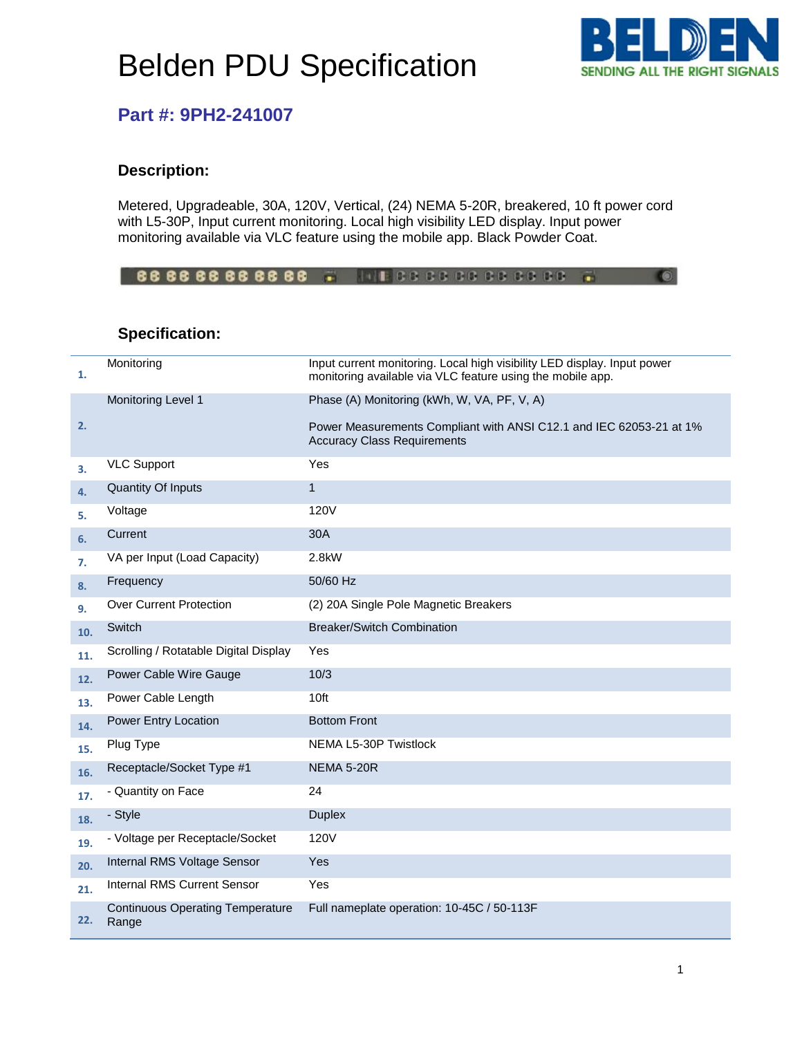# Belden PDU Specification

## Part #: 9PH2-241007

### Description:

Metered, Upgradeable, 30A, 120V, Vertical, (24) NEMA 5-20R, breakered, 10 ft power cord with L5-30P, Input current monitoring. Local high visibility LED display. Input power monitoring available via VLC feature using the mobile app. Black Powder Coat.

### Specification:

| # | Specification | Value |
|---|---|---|
| 1. | Monitoring | Input current monitoring. Local high visibility LED display. Input power monitoring available via VLC feature using the mobile app. |
| 2. | Monitoring Level 1 | Phase (A) Monitoring (kWh, W, VA, PF, V, A)<br><br>Power Measurements Compliant with ANSI C12.1 and IEC 62053-21 at 1% Accuracy Class Requirements |
| 3. | VLC Support | Yes |
| 4. | Quantity Of Inputs | 1 |
| 5. | Voltage | 120V |
| 6. | Current | 30A |
| 7. | VA per Input (Load Capacity) | 2.8kW |
| 8. | Frequency | 50/60 Hz |
| 9. | Over Current Protection | (2) 20A Single Pole Magnetic Breakers |
| 10. | Switch | Breaker/Switch Combination |
| 11. | Scrolling / Rotatable Digital Display | Yes |
| 12. | Power Cable Wire Gauge | 10/3 |
| 13. | Power Cable Length | 10ft |
| 14. | Power Entry Location | Bottom Front |
| 15. | Plug Type | NEMA L5-30P Twistlock |
| 16. | Receptacle/Socket Type #1 | NEMA 5-20R |
| 17. | - Quantity on Face | 24 |
| 18. | - Style | Duplex |
| 19. | - Voltage per Receptacle/Socket | 120V |
| 20. | Internal RMS Voltage Sensor | Yes |
| 21. | Internal RMS Current Sensor | Yes |
| 22. | Continuous Operating Temperature Range | Full nameplate operation: 10-45C / 50-113F |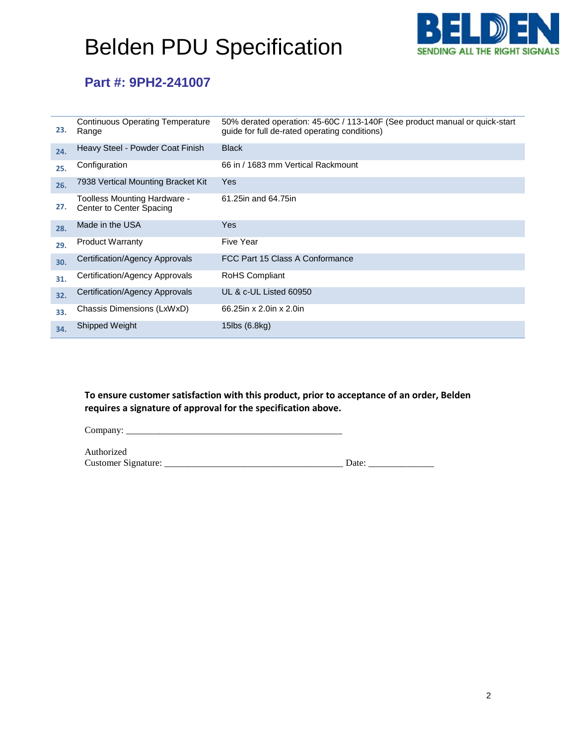# Belden PDU Specification

BELDEN
SENDING ALL THE RIGHT SIGNALS

## Part #: 9PH2-241007

| | | |
|---|---|---|
| 23. | Continuous Operating Temperature Range | 50% derated operation: 45-60C / 113-140F (See product manual or quick-start guide for full de-rated operating conditions) |
| 24. | Heavy Steel - Powder Coat Finish | Black |
| 25. | Configuration | 66 in / 1683 mm Vertical Rackmount |
| 26. | 7938 Vertical Mounting Bracket Kit | Yes |
| 27. | Toolless Mounting Hardware - Center to Center Spacing | 61.25in and 64.75in |
| 28. | Made in the USA | Yes |
| 29. | Product Warranty | Five Year |
| 30. | Certification/Agency Approvals | FCC Part 15 Class A Conformance |
| 31. | Certification/Agency Approvals | RoHS Compliant |
| 32. | Certification/Agency Approvals | UL & c-UL Listed 60950 |
| 33. | Chassis Dimensions (LxWxD) | 66.25in x 2.0in x 2.0in |
| 34. | Shipped Weight | 15lbs (6.8kg) |

**To ensure customer satisfaction with this product, prior to acceptance of an order, Belden requires a signature of approval for the specification above.**

Company: ______________________________________________

Authorized
Customer Signature: ______________________________________ Date: ______________